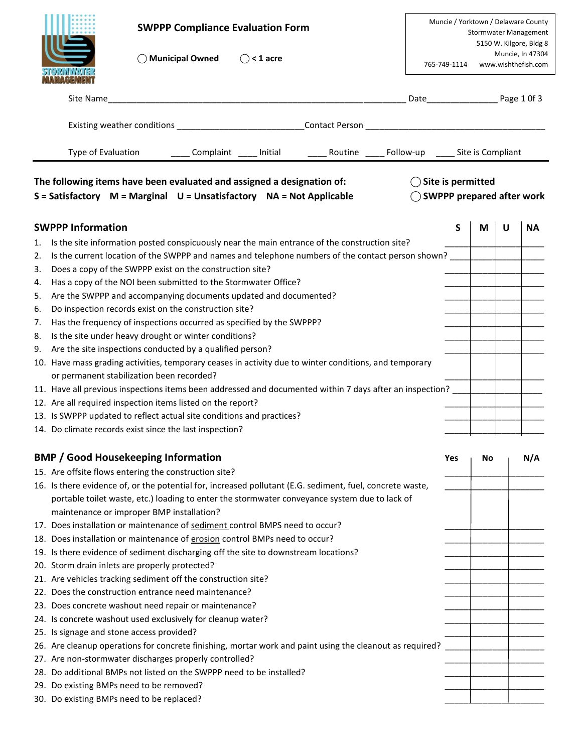# SWPPP Compliance Evaluation Form

◯ Municipal Owned ◯ < 1 acre

Muncie / Yorktown / Delaware County
Stormwater Management
5150 W. Kilgore, Bldg 8
Muncie, In 47304
765-749-1114 www.wishthefish.com

Site Name_______________________________________________ Date_______________ Page 1 Of 3

Existing weather conditions ___________________________ Contact Person ___________________________________

Type of Evaluation ____ Complaint ____ Initial ____ Routine ____ Follow-up ____ Site is Compliant

**The following items have been evaluated and assigned a designation of:**
**S = Satisfactory M = Marginal U = Unsatisfactory NA = Not Applicable**

◯ **Site is permitted**
◯ **SWPPP prepared after work**

## SWPPP Information

| # | Item | S | M | U | NA |
|---|---|---|---|---|---|
| 1. | Is the site information posted conspicuously near the main entrance of the construction site? | | | | |
| 2. | Is the current location of the SWPPP and names and telephone numbers of the contact person shown? | | | | |
| 3. | Does a copy of the SWPPP exist on the construction site? | | | | |
| 4. | Has a copy of the NOI been submitted to the Stormwater Office? | | | | |
| 5. | Are the SWPPP and accompanying documents updated and documented? | | | | |
| 6. | Do inspection records exist on the construction site? | | | | |
| 7. | Has the frequency of inspections occurred as specified by the SWPPP? | | | | |
| 8. | Is the site under heavy drought or winter conditions? | | | | |
| 9. | Are the site inspections conducted by a qualified person? | | | | |
| 10. | Have mass grading activities, temporary ceases in activity due to winter conditions, and temporary or permanent stabilization been recorded? | | | | |
| 11. | Have all previous inspections items been addressed and documented within 7 days after an inspection? | | | | |
| 12. | Are all required inspection items listed on the report? | | | | |
| 13. | Is SWPPP updated to reflect actual site conditions and practices? | | | | |
| 14. | Do climate records exist since the last inspection? | | | | |

## BMP / Good Housekeeping Information

| # | Item | Yes | No | N/A |
|---|---|---|---|---|
| 15. | Are offsite flows entering the construction site? | | | |
| 16. | Is there evidence of, or the potential for, increased pollutant (E.G. sediment, fuel, concrete waste, portable toilet waste, etc.) loading to enter the stormwater conveyance system due to lack of maintenance or improper BMP installation? | | | |
| 17. | Does installation or maintenance of sediment control BMPS need to occur? | | | |
| 18. | Does installation or maintenance of erosion control BMPs need to occur? | | | |
| 19. | Is there evidence of sediment discharging off the site to downstream locations? | | | |
| 20. | Storm drain inlets are properly protected? | | | |
| 21. | Are vehicles tracking sediment off the construction site? | | | |
| 22. | Does the construction entrance need maintenance? | | | |
| 23. | Does concrete washout need repair or maintenance? | | | |
| 24. | Is concrete washout used exclusively for cleanup water? | | | |
| 25. | Is signage and stone access provided? | | | |
| 26. | Are cleanup operations for concrete finishing, mortar work and paint using the cleanout as required? | | | |
| 27. | Are non-stormwater discharges properly controlled? | | | |
| 28. | Do additional BMPs not listed on the SWPPP need to be installed? | | | |
| 29. | Do existing BMPs need to be removed? | | | |
| 30. | Do existing BMPs need to be replaced? | | | |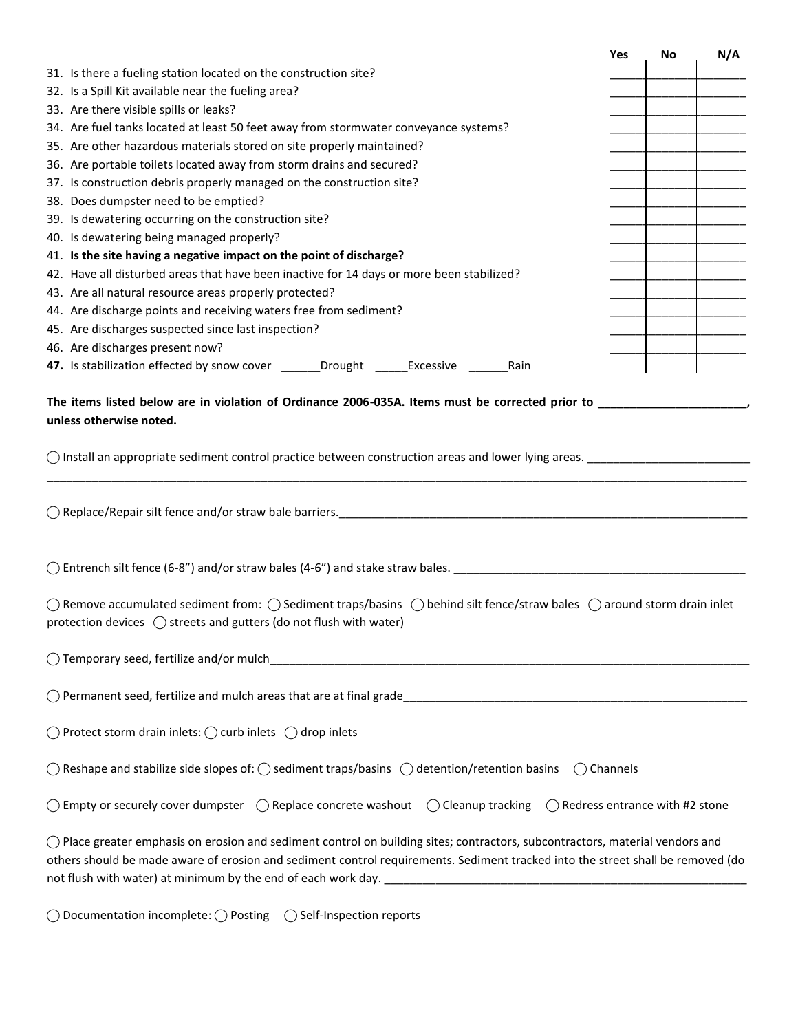| | Yes | No | N/A |
|---|---|---|---|
| 31. Is there a fueling station located on the construction site? | | | |
| 32. Is a Spill Kit available near the fueling area? | | | |
| 33. Are there visible spills or leaks? | | | |
| 34. Are fuel tanks located at least 50 feet away from stormwater conveyance systems? | | | |
| 35. Are other hazardous materials stored on site properly maintained? | | | |
| 36. Are portable toilets located away from storm drains and secured? | | | |
| 37. Is construction debris properly managed on the construction site? | | | |
| 38. Does dumpster need to be emptied? | | | |
| 39. Is dewatering occurring on the construction site? | | | |
| 40. Is dewatering being managed properly? | | | |
| 41. **Is the site having a negative impact on the point of discharge?** | | | |
| 42. Have all disturbed areas that have been inactive for 14 days or more been stabilized? | | | |
| 43. Are all natural resource areas properly protected? | | | |
| 44. Are discharge points and receiving waters free from sediment? | | | |
| 45. Are discharges suspected since last inspection? | | | |
| 46. Are discharges present now? | | | |
| **47.** Is stabilization effected by snow cover ______Drought _____Excessive ______Rain | | | |

**The items listed below are in violation of Ordinance 2006-035A. Items must be corrected prior to _______________________, unless otherwise noted.**

◯ Install an appropriate sediment control practice between construction areas and lower lying areas. _________________________
_____________________________________________________________________________________________________

◯ Replace/Repair silt fence and/or straw bale barriers.________________________________________________________________
_____________________________________________________________________________________________________

◯ Entrench silt fence (6-8") and/or straw bales (4-6") and stake straw bales. ______________________________________________

◯ Remove accumulated sediment from: ◯ Sediment traps/basins ◯ behind silt fence/straw bales ◯ around storm drain inlet protection devices ◯ streets and gutters (do not flush with water)

◯ Temporary seed, fertilize and/or mulch________________________________________________________________________

◯ Permanent seed, fertilize and mulch areas that are at final grade______________________________________________________

◯ Protect storm drain inlets: ◯ curb inlets ◯ drop inlets

◯ Reshape and stabilize side slopes of: ◯ sediment traps/basins ◯ detention/retention basins ◯ Channels

◯ Empty or securely cover dumpster ◯ Replace concrete washout ◯ Cleanup tracking ◯ Redress entrance with #2 stone

◯ Place greater emphasis on erosion and sediment control on building sites; contractors, subcontractors, material vendors and others should be made aware of erosion and sediment control requirements. Sediment tracked into the street shall be removed (do not flush with water) at minimum by the end of each work day. ________________________________________________________

◯ Documentation incomplete: ◯ Posting ◯ Self-Inspection reports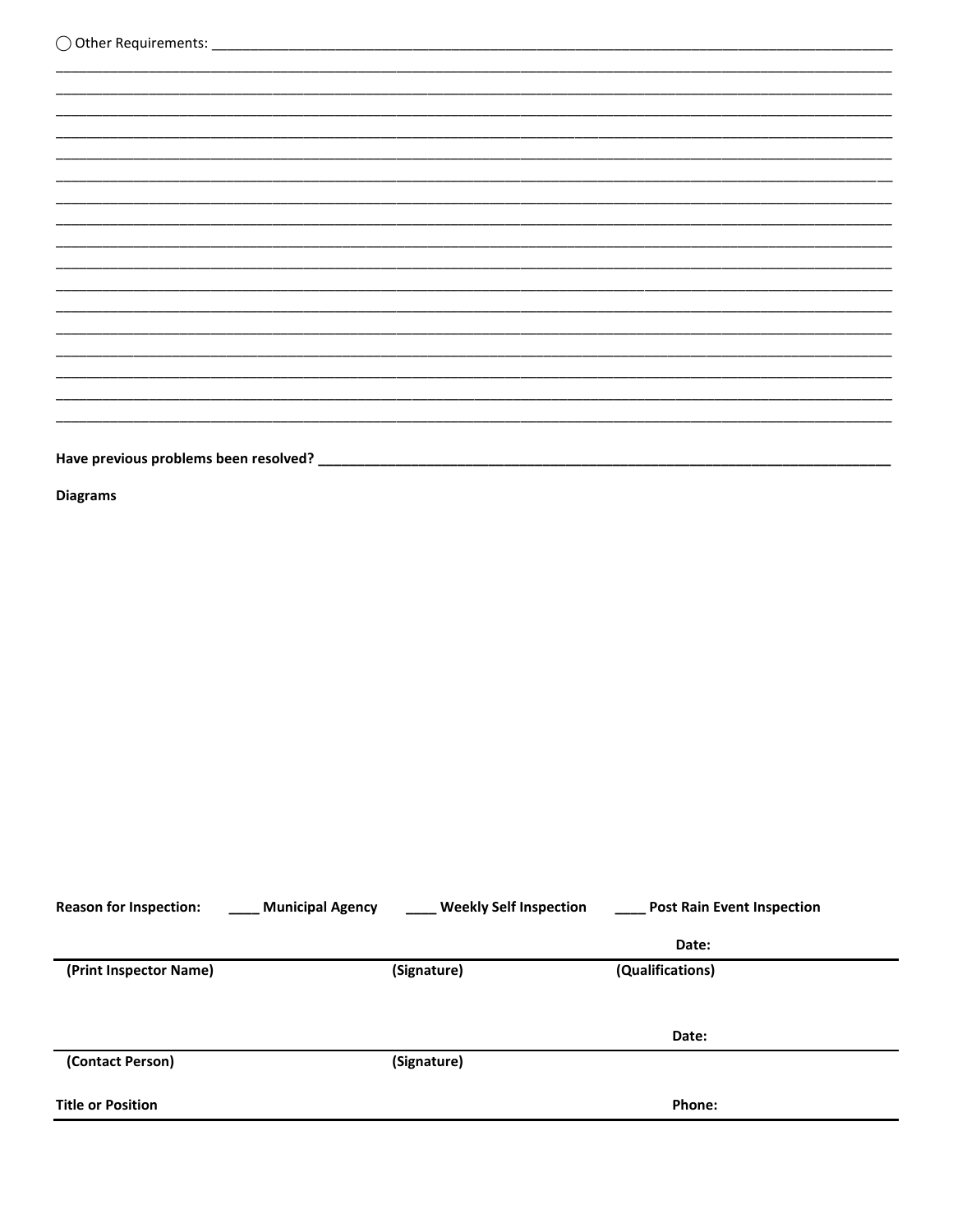◯ Other Requirements: ______________________________________________________________________________________

______________________________________________________________________________________________________

______________________________________________________________________________________________________

______________________________________________________________________________________________________

______________________________________________________________________________________________________

______________________________________________________________________________________________________

______________________________________________________________________________________________________

______________________________________________________________________________________________________

______________________________________________________________________________________________________

______________________________________________________________________________________________________

______________________________________________________________________________________________________

______________________________________________________________________________________________________

______________________________________________________________________________________________________

______________________________________________________________________________________________________

______________________________________________________________________________________________________

______________________________________________________________________________________________________

______________________________________________________________________________________________________

______________________________________________________________________________________________________

**Have previous problems been resolved? ______________________________________________________________**

**Diagrams**

**Reason for Inspection:** **____ Municipal Agency** **____ Weekly Self Inspection** **____ Post Rain Event Inspection**

**Date:**

**(Print Inspector Name)** **(Signature)** **(Qualifications)**

**Date:**

**(Contact Person)** **(Signature)**

**Title or Position** **Phone:**